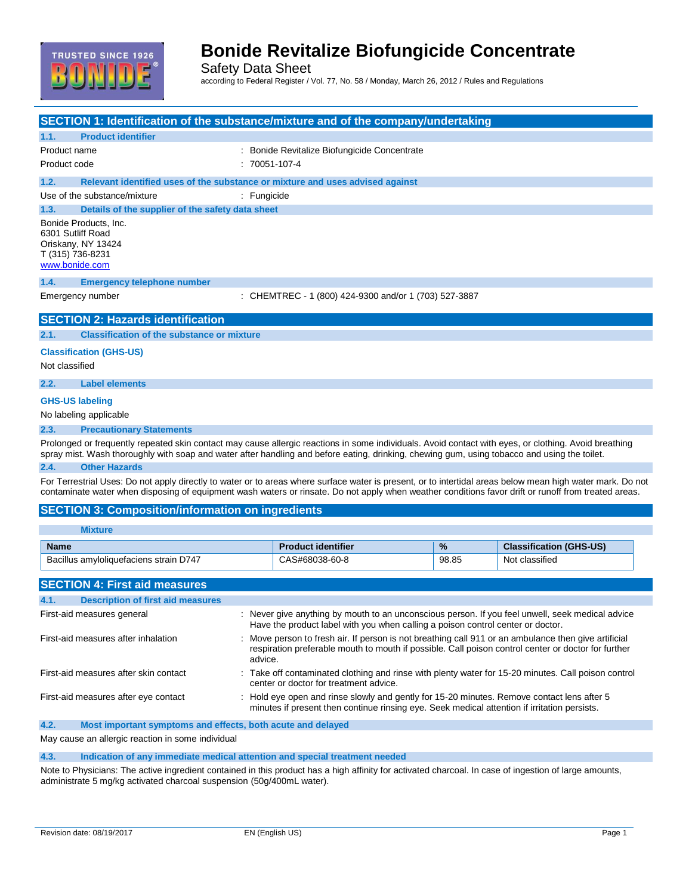# Bonide Revitalize Biofungicide Concentrate

Safety Data Sheet

according to Federal Register / Vol. 77, No. 58 / Monday, March 26, 2012 / Rules and Regulations

## SECTION 1: Identification of the substance/mixture and of the company/undertaking

### 1.1. Product identifier

Product name : Bonide Revitalize Biofungicide Concentrate

Product code : 70051-107-4

### 1.2. Relevant identified uses of the substance or mixture and uses advised against

Use of the substance/mixture : Fungicide

### 1.3. Details of the supplier of the safety data sheet

Bonide Products, Inc.
6301 Sutliff Road
Oriskany, NY 13424
T (315) 736-8231
www.bonide.com

### 1.4. Emergency telephone number

Emergency number : CHEMTREC - 1 (800) 424-9300 and/or 1 (703) 527-3887

## SECTION 2: Hazards identification

### 2.1. Classification of the substance or mixture

**Classification (GHS-US)**

Not classified

### 2.2. Label elements

**GHS-US labeling**

No labeling applicable

### 2.3. Precautionary Statements

Prolonged or frequently repeated skin contact may cause allergic reactions in some individuals. Avoid contact with eyes, or clothing. Avoid breathing spray mist. Wash thoroughly with soap and water after handling and before eating, drinking, chewing gum, using tobacco and using the toilet.

### 2.4. Other Hazards

For Terrestrial Uses: Do not apply directly to water or to areas where surface water is present, or to intertidal areas below mean high water mark. Do not contaminate water when disposing of equipment wash waters or rinsate. Do not apply when weather conditions favor drift or runoff from treated areas.

## SECTION 3: Composition/information on ingredients

**Mixture**

| Name | Product identifier | % | Classification (GHS-US) |
|---|---|---|---|
| Bacillus amyloliquefaciens strain D747 | CAS#68038-60-8 | 98.85 | Not classified |

## SECTION 4: First aid measures

### 4.1. Description of first aid measures

First-aid measures general : Never give anything by mouth to an unconscious person. If you feel unwell, seek medical advice Have the product label with you when calling a poison control center or doctor.

First-aid measures after inhalation : Move person to fresh air. If person is not breathing call 911 or an ambulance then give artificial respiration preferable mouth to mouth if possible. Call poison control center or doctor for further advice.

First-aid measures after skin contact : Take off contaminated clothing and rinse with plenty water for 15-20 minutes. Call poison control center or doctor for treatment advice.

First-aid measures after eye contact : Hold eye open and rinse slowly and gently for 15-20 minutes. Remove contact lens after 5 minutes if present then continue rinsing eye. Seek medical attention if irritation persists.

### 4.2. Most important symptoms and effects, both acute and delayed

May cause an allergic reaction in some individual

### 4.3. Indication of any immediate medical attention and special treatment needed

Note to Physicians: The active ingredient contained in this product has a high affinity for activated charcoal. In case of ingestion of large amounts, administrate 5 mg/kg activated charcoal suspension (50g/400mL water).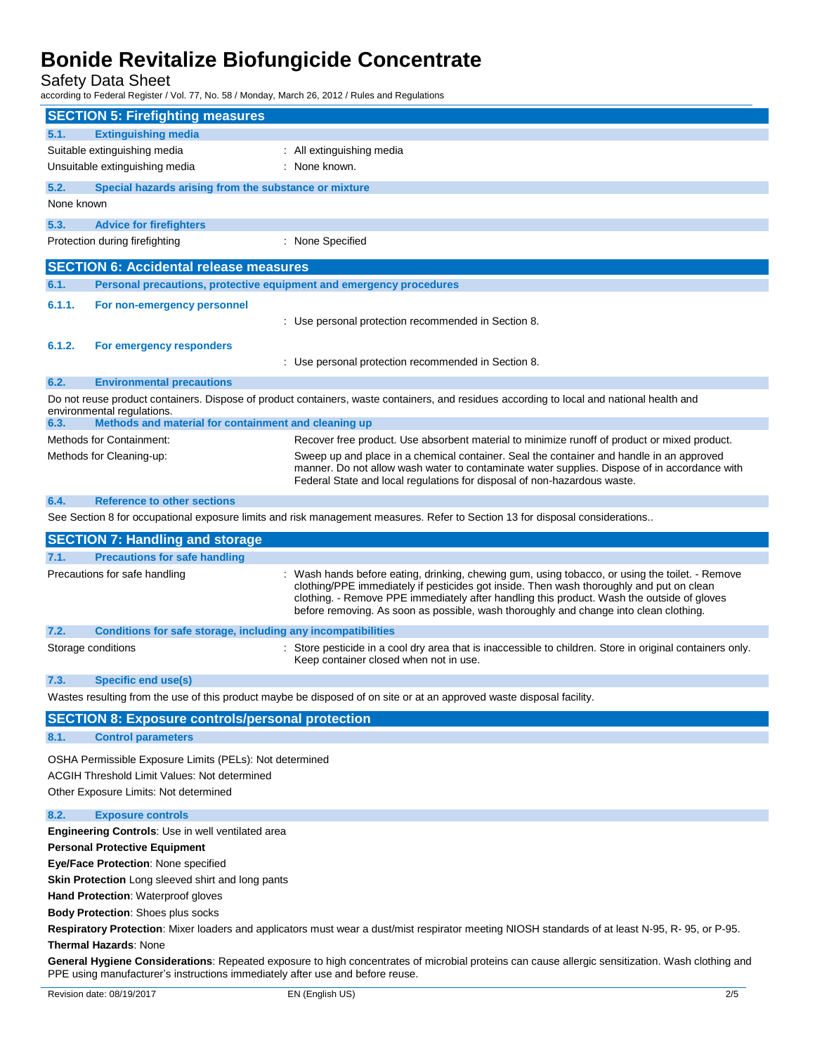## SECTION 5: Firefighting measures

### 5.1. Extinguishing media

Suitable extinguishing media : All extinguishing media

Unsuitable extinguishing media : None known.

### 5.2. Special hazards arising from the substance or mixture

None known

### 5.3. Advice for firefighters

Protection during firefighting : None Specified

## SECTION 6: Accidental release measures

### 6.1. Personal precautions, protective equipment and emergency procedures

#### 6.1.1. For non-emergency personnel

: Use personal protection recommended in Section 8.

#### 6.1.2. For emergency responders

: Use personal protection recommended in Section 8.

### 6.2. Environmental precautions

Do not reuse product containers. Dispose of product containers, waste containers, and residues according to local and national health and environmental regulations.

### 6.3. Methods and material for containment and cleaning up

Methods for Containment: Recover free product. Use absorbent material to minimize runoff of product or mixed product.

Methods for Cleaning-up: Sweep up and place in a chemical container. Seal the container and handle in an approved manner. Do not allow wash water to contaminate water supplies. Dispose of in accordance with Federal State and local regulations for disposal of non-hazardous waste.

### 6.4. Reference to other sections

See Section 8 for occupational exposure limits and risk management measures. Refer to Section 13 for disposal considerations..

## SECTION 7: Handling and storage

### 7.1. Precautions for safe handling

Precautions for safe handling : Wash hands before eating, drinking, chewing gum, using tobacco, or using the toilet. - Remove clothing/PPE immediately if pesticides got inside. Then wash thoroughly and put on clean clothing. - Remove PPE immediately after handling this product. Wash the outside of gloves before removing. As soon as possible, wash thoroughly and change into clean clothing.

### 7.2. Conditions for safe storage, including any incompatibilities

Storage conditions : Store pesticide in a cool dry area that is inaccessible to children. Store in original containers only. Keep container closed when not in use.

### 7.3. Specific end use(s)

Wastes resulting from the use of this product maybe be disposed of on site or at an approved waste disposal facility.

## SECTION 8: Exposure controls/personal protection

### 8.1. Control parameters

OSHA Permissible Exposure Limits (PELs): Not determined

ACGIH Threshold Limit Values: Not determined

Other Exposure Limits: Not determined

### 8.2. Exposure controls

**Engineering Controls**: Use in well ventilated area

**Personal Protective Equipment**

**Eye/Face Protection**: None specified

**Skin Protection** Long sleeved shirt and long pants

**Hand Protection**: Waterproof gloves

**Body Protection**: Shoes plus socks

**Respiratory Protection**: Mixer loaders and applicators must wear a dust/mist respirator meeting NIOSH standards of at least N-95, R- 95, or P-95.

**Thermal Hazards**: None

**General Hygiene Considerations**: Repeated exposure to high concentrates of microbial proteins can cause allergic sensitization. Wash clothing and PPE using manufacturer's instructions immediately after use and before reuse.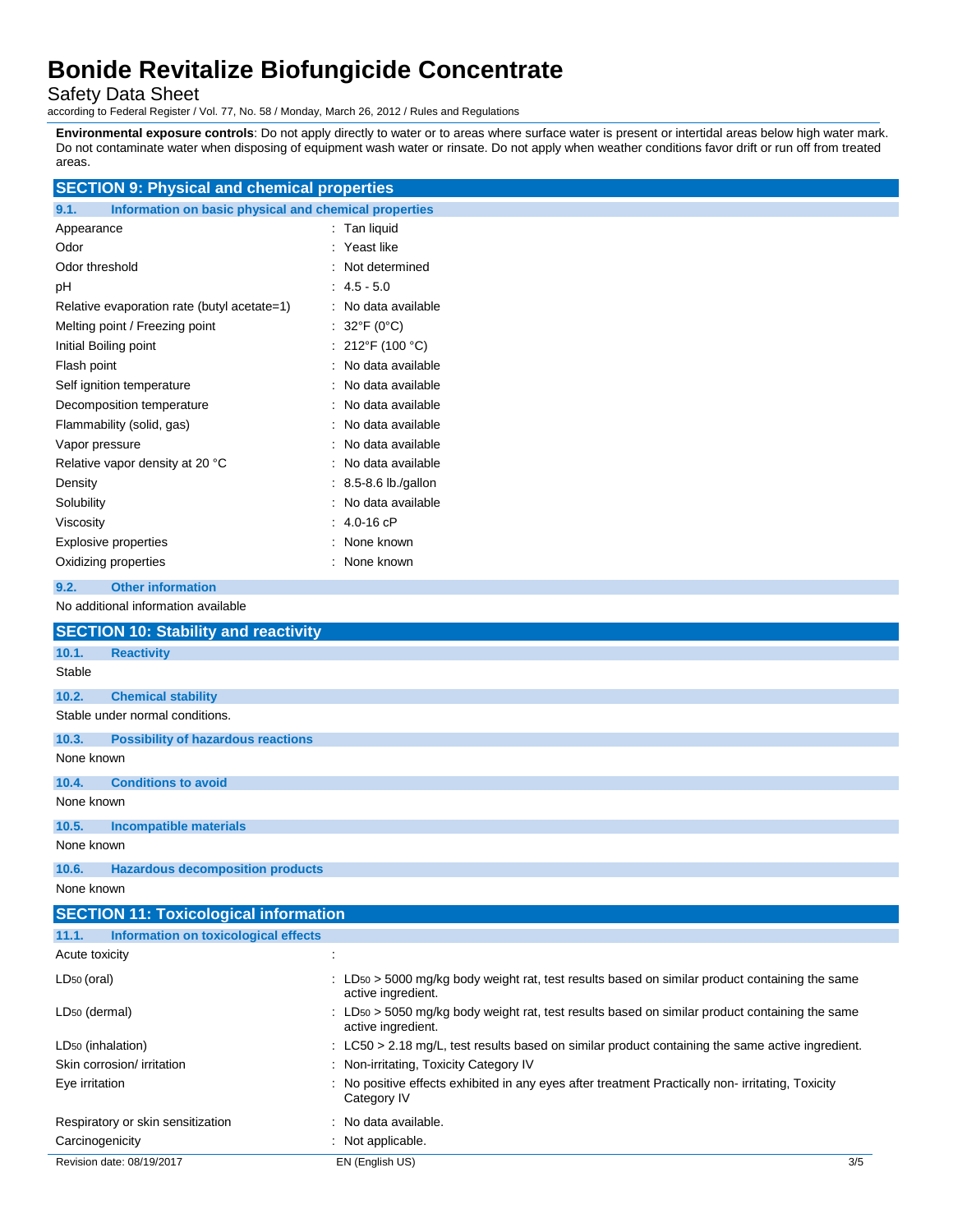**Environmental exposure controls**: Do not apply directly to water or to areas where surface water is present or intertidal areas below high water mark. Do not contaminate water when disposing of equipment wash water or rinsate. Do not apply when weather conditions favor drift or run off from treated areas.

## SECTION 9: Physical and chemical properties

### 9.1. Information on basic physical and chemical properties

| Property | Value |
|---|---|
| Appearance | Tan liquid |
| Odor | Yeast like |
| Odor threshold | Not determined |
| pH | 4.5 - 5.0 |
| Relative evaporation rate (butyl acetate=1) | No data available |
| Melting point / Freezing point | 32°F (0°C) |
| Initial Boiling point | 212°F (100 °C) |
| Flash point | No data available |
| Self ignition temperature | No data available |
| Decomposition temperature | No data available |
| Flammability (solid, gas) | No data available |
| Vapor pressure | No data available |
| Relative vapor density at 20 °C | No data available |
| Density | 8.5-8.6 lb./gallon |
| Solubility | No data available |
| Viscosity | 4.0-16 cP |
| Explosive properties | None known |
| Oxidizing properties | None known |

### 9.2. Other information

No additional information available

## SECTION 10: Stability and reactivity

### 10.1. Reactivity

Stable

### 10.2. Chemical stability

Stable under normal conditions.

### 10.3. Possibility of hazardous reactions

None known

### 10.4. Conditions to avoid

None known

### 10.5. Incompatible materials

None known

### 10.6. Hazardous decomposition products

None known

## SECTION 11: Toxicological information

### 11.1. Information on toxicological effects

| Effect | Value |
|---|---|
| Acute toxicity | |
| $LD_{50}$ (oral) | $LD_{50}$ > 5000 mg/kg body weight rat, test results based on similar product containing the same active ingredient. |
| $LD_{50}$ (dermal) | $LD_{50}$ > 5050 mg/kg body weight rat, test results based on similar product containing the same active ingredient. |
| $LD_{50}$ (inhalation) | LC50 > 2.18 mg/L, test results based on similar product containing the same active ingredient. |
| Skin corrosion/ irritation | Non-irritating, Toxicity Category IV |
| Eye irritation | No positive effects exhibited in any eyes after treatment Practically non- irritating, Toxicity Category IV |
| Respiratory or skin sensitization | No data available. |
| Carcinogenicity | Not applicable. |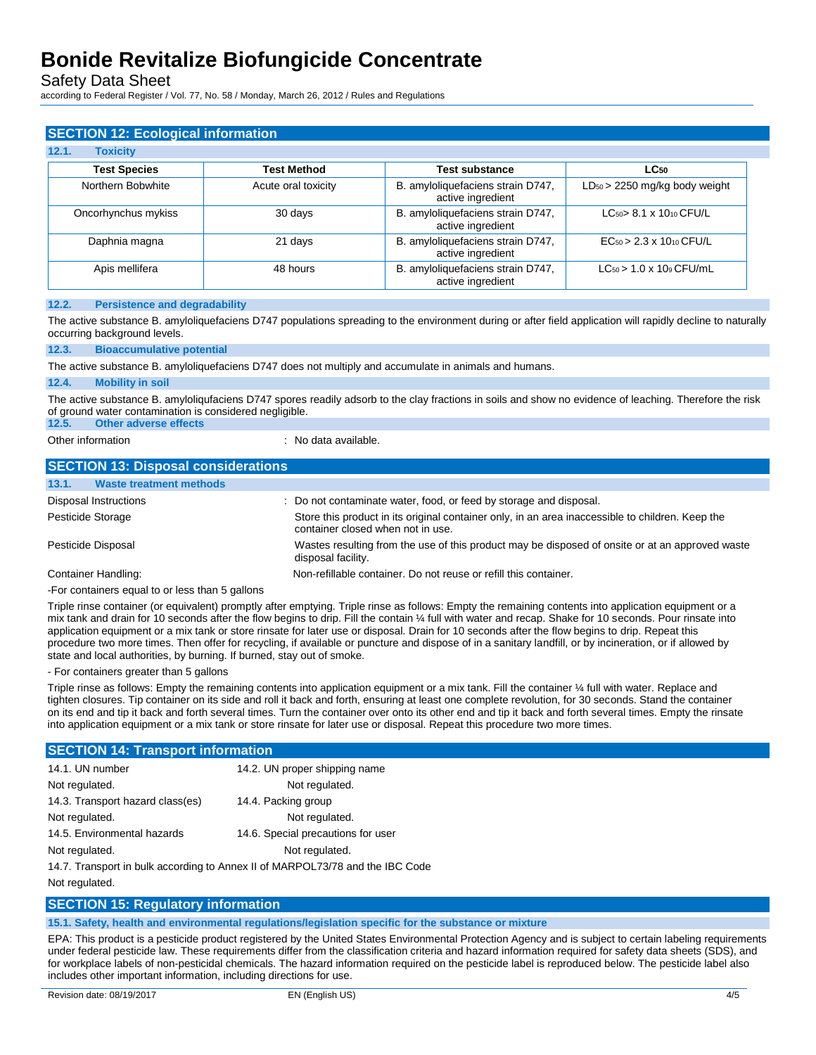## SECTION 12: Ecological information

### 12.1. Toxicity

| Test Species | Test Method | Test substance | $LC_{50}$ |
|---|---|---|---|
| Northern Bobwhite | Acute oral toxicity | B. amyloliquefaciens strain D747, active ingredient | $LD_{50}$ > 2250 mg/kg body weight |
| Oncorhynchus mykiss | 30 days | B. amyloliquefaciens strain D747, active ingredient | $LC_{50}$> 8.1 x $10^{10}$ CFU/L |
| Daphnia magna | 21 days | B. amyloliquefaciens strain D747, active ingredient | $EC_{50}$ > 2.3 x $10^{10}$ CFU/L |
| Apis mellifera | 48 hours | B. amyloliquefaciens strain D747, active ingredient | $LC_{50}$ > 1.0 x $10^{9}$ CFU/mL |

### 12.2. Persistence and degradability

The active substance B. amyloliquefaciens D747 populations spreading to the environment during or after field application will rapidly decline to naturally occurring background levels.

### 12.3. Bioaccumulative potential

The active substance B. amyloliquefaciens D747 does not multiply and accumulate in animals and humans.

### 12.4. Mobility in soil

The active substance B. amyloliqufaciens D747 spores readily adsorb to the clay fractions in soils and show no evidence of leaching. Therefore the risk of ground water contamination is considered negligible.

### 12.5. Other adverse effects

Other information : No data available.

## SECTION 13: Disposal considerations

### 13.1. Waste treatment methods

Disposal Instructions : Do not contaminate water, food, or feed by storage and disposal.

Pesticide Storage : Store this product in its original container only, in an area inaccessible to children. Keep the container closed when not in use.

Pesticide Disposal : Wastes resulting from the use of this product may be disposed of onsite or at an approved waste disposal facility.

Container Handling: Non-refillable container. Do not reuse or refill this container.

-For containers equal to or less than 5 gallons

Triple rinse container (or equivalent) promptly after emptying. Triple rinse as follows: Empty the remaining contents into application equipment or a mix tank and drain for 10 seconds after the flow begins to drip. Fill the contain ¼ full with water and recap. Shake for 10 seconds. Pour rinsate into application equipment or a mix tank or store rinsate for later use or disposal. Drain for 10 seconds after the flow begins to drip. Repeat this procedure two more times. Then offer for recycling, if available or puncture and dispose of in a sanitary landfill, or by incineration, or if allowed by state and local authorities, by burning. If burned, stay out of smoke.

- For containers greater than 5 gallons

Triple rinse as follows: Empty the remaining contents into application equipment or a mix tank. Fill the container ¼ full with water. Replace and tighten closures. Tip container on its side and roll it back and forth, ensuring at least one complete revolution, for 30 seconds. Stand the container on its end and tip it back and forth several times. Turn the container over onto its other end and tip it back and forth several times. Empty the rinsate into application equipment or a mix tank or store rinsate for later use or disposal. Repeat this procedure two more times.

## SECTION 14: Transport information

| 14.1. UN number | 14.2. UN proper shipping name |
|---|---|
| Not regulated. | Not regulated. |
| 14.3. Transport hazard class(es) | 14.4. Packing group |
| Not regulated. | Not regulated. |
| 14.5. Environmental hazards | 14.6. Special precautions for user |
| Not regulated. | Not regulated. |

14.7. Transport in bulk according to Annex II of MARPOL73/78 and the IBC Code

Not regulated.

## SECTION 15: Regulatory information

### 15.1. Safety, health and environmental regulations/legislation specific for the substance or mixture

EPA: This product is a pesticide product registered by the United States Environmental Protection Agency and is subject to certain labeling requirements under federal pesticide law. These requirements differ from the classification criteria and hazard information required for safety data sheets (SDS), and for workplace labels of non-pesticidal chemicals. The hazard information required on the pesticide label is reproduced below. The pesticide label also includes other important information, including directions for use.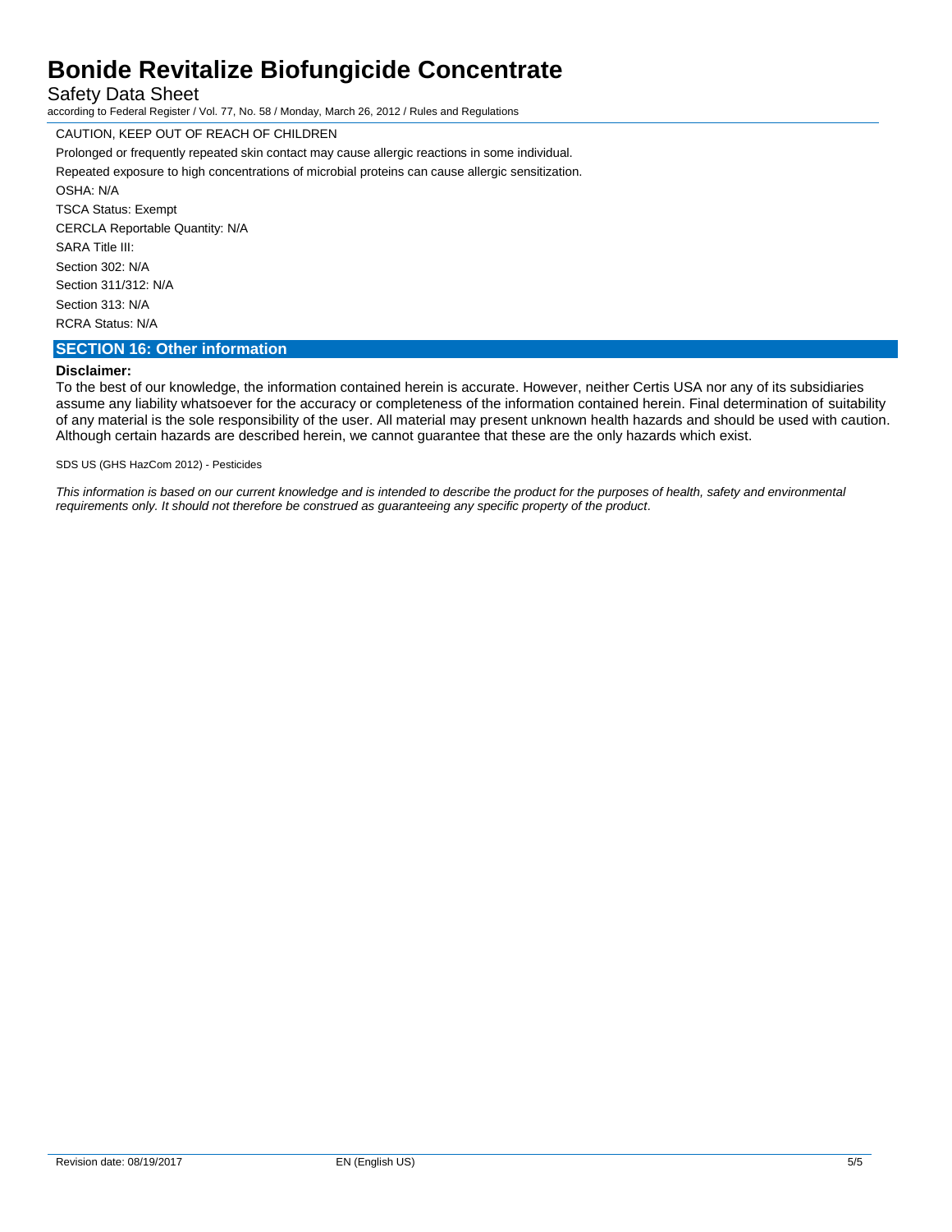CAUTION, KEEP OUT OF REACH OF CHILDREN

Prolonged or frequently repeated skin contact may cause allergic reactions in some individual.

Repeated exposure to high concentrations of microbial proteins can cause allergic sensitization.

OSHA: N/A

TSCA Status: Exempt

CERCLA Reportable Quantity: N/A

SARA Title III:

Section 302: N/A

Section 311/312: N/A

Section 313: N/A

RCRA Status: N/A

## SECTION 16: Other information

**Disclaimer:**

To the best of our knowledge, the information contained herein is accurate. However, neither Certis USA nor any of its subsidiaries assume any liability whatsoever for the accuracy or completeness of the information contained herein. Final determination of suitability of any material is the sole responsibility of the user. All material may present unknown health hazards and should be used with caution. Although certain hazards are described herein, we cannot guarantee that these are the only hazards which exist.

SDS US (GHS HazCom 2012) - Pesticides

*This information is based on our current knowledge and is intended to describe the product for the purposes of health, safety and environmental requirements only. It should not therefore be construed as guaranteeing any specific property of the product.*